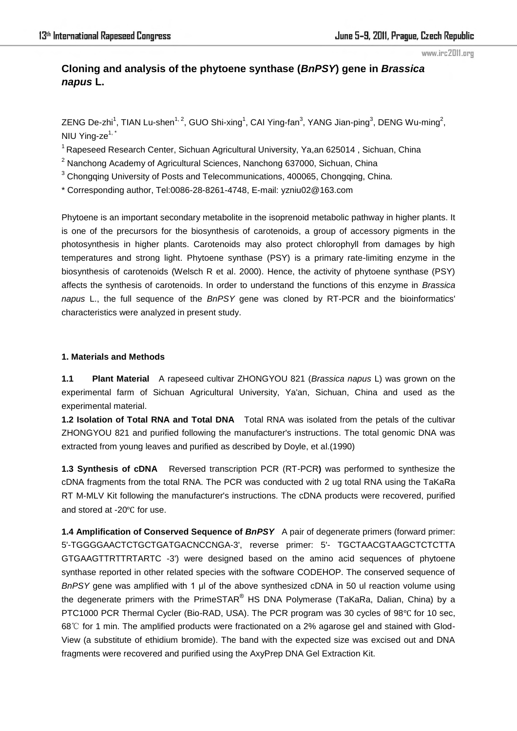# Cloning and analysis of the phytoene synthase (*BnPSY*) gene in *Brassica napus* L.

ZENG De-zhi[1], TIAN Lu-shen[1,2], GUO Shi-xing[1], CAI Ying-fan[3], YANG Jian-ping[3], DENG Wu-ming[2], NIU Ying-ze[1,*]

[1] Rapeseed Research Center, Sichuan Agricultural University, Ya,an 625014 , Sichuan, China

[2] Nanchong Academy of Agricultural Sciences, Nanchong 637000, Sichuan, China

[3] Chongqing University of Posts and Telecommunications, 400065, Chongqing, China.

\* Corresponding author, Tel:0086-28-8261-4748, E-mail: yzniu02@163.com

Phytoene is an important secondary metabolite in the isoprenoid metabolic pathway in higher plants. It is one of the precursors for the biosynthesis of carotenoids, a group of accessory pigments in the photosynthesis in higher plants. Carotenoids may also protect chlorophyll from damages by high temperatures and strong light. Phytoene synthase (PSY) is a primary rate-limiting enzyme in the biosynthesis of carotenoids (Welsch R et al. 2000). Hence, the activity of phytoene synthase (PSY) affects the synthesis of carotenoids. In order to understand the functions of this enzyme in *Brassica napus* L., the full sequence of the *BnPSY* gene was cloned by RT-PCR and the bioinformatics' characteristics were analyzed in present study.

## 1. Materials and Methods

**1.1 Plant Material** A rapeseed cultivar ZHONGYOU 821 (*Brassica napus* L) was grown on the experimental farm of Sichuan Agricultural University, Ya'an, Sichuan, China and used as the experimental material.

**1.2 Isolation of Total RNA and Total DNA** Total RNA was isolated from the petals of the cultivar ZHONGYOU 821 and purified following the manufacturer's instructions. The total genomic DNA was extracted from young leaves and purified as described by Doyle, et al.(1990)

**1.3 Synthesis of cDNA** Reversed transcription PCR (RT-PCR) was performed to synthesize the cDNA fragments from the total RNA. The PCR was conducted with 2 ug total RNA using the TaKaRa RT M-MLV Kit following the manufacturer's instructions. The cDNA products were recovered, purified and stored at -20℃ for use.

**1.4 Amplification of Conserved Sequence of *BnPSY*** A pair of degenerate primers (forward primer: 5'-TGGGGAACTCTGCTGATGACNCCNGA-3', reverse primer: 5'- TGCTAACGTAAGCTCTCTTA GTGAAGTTRTTRTARTC -3') were designed based on the amino acid sequences of phytoene synthase reported in other related species with the software CODEHOP. The conserved sequence of *BnPSY* gene was amplified with 1 μl of the above synthesized cDNA in 50 ul reaction volume using the degenerate primers with the PrimeSTAR® HS DNA Polymerase (TaKaRa, Dalian, China) by a PTC1000 PCR Thermal Cycler (Bio-RAD, USA). The PCR program was 30 cycles of 98℃ for 10 sec, 68℃ for 1 min. The amplified products were fractionated on a 2% agarose gel and stained with Glod-View (a substitute of ethidium bromide). The band with the expected size was excised out and DNA fragments were recovered and purified using the AxyPrep DNA Gel Extraction Kit.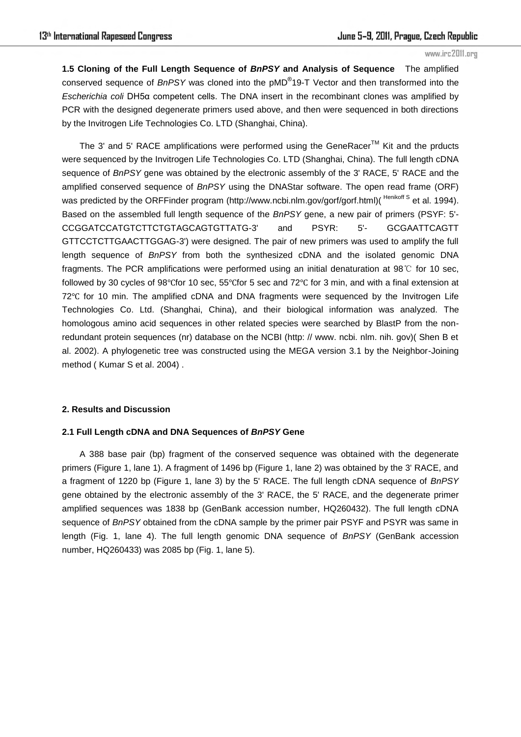**1.5 Cloning of the Full Length Sequence of *BnPSY* and Analysis of Sequence** The amplified conserved sequence of *BnPSY* was cloned into the pMD®19-T Vector and then transformed into the *Escherichia coli* DH5α competent cells. The DNA insert in the recombinant clones was amplified by PCR with the designed degenerate primers used above, and then were sequenced in both directions by the Invitrogen Life Technologies Co. LTD (Shanghai, China).

The 3' and 5' RACE amplifications were performed using the GeneRacer™ Kit and the prducts were sequenced by the Invitrogen Life Technologies Co. LTD (Shanghai, China). The full length cDNA sequence of *BnPSY* gene was obtained by the electronic assembly of the 3' RACE, 5' RACE and the amplified conserved sequence of *BnPSY* using the DNAStar software. The open read frame (ORF) was predicted by the ORFFinder program (http://www.ncbi.nlm.gov/gorf/gorf.html)( [Henikoff S] et al. 1994). Based on the assembled full length sequence of the *BnPSY* gene, a new pair of primers (PSYF: 5'-CCGGATCCATGTCTTCTGTAGCAGTGTTATG-3' and PSYR: 5'- GCGAATTCAGTT GTTCCTCTTGAACTTGGAG-3') were designed. The pair of new primers was used to amplify the full length sequence of *BnPSY* from both the synthesized cDNA and the isolated genomic DNA fragments. The PCR amplifications were performed using an initial denaturation at 98℃ for 10 sec, followed by 30 cycles of 98℃for 10 sec, 55℃for 5 sec and 72℃ for 3 min, and with a final extension at 72℃ for 10 min. The amplified cDNA and DNA fragments were sequenced by the Invitrogen Life Technologies Co. Ltd. (Shanghai, China), and their biological information was analyzed. The homologous amino acid sequences in other related species were searched by BlastP from the non-redundant protein sequences (nr) database on the NCBI (http: // www. ncbi. nlm. nih. gov)( Shen B et al. 2002). A phylogenetic tree was constructed using the MEGA version 3.1 by the Neighbor-Joining method ( Kumar S et al. 2004) .

## 2. Results and Discussion

### 2.1 Full Length cDNA and DNA Sequences of *BnPSY* Gene

A 388 base pair (bp) fragment of the conserved sequence was obtained with the degenerate primers (Figure 1, lane 1). A fragment of 1496 bp (Figure 1, lane 2) was obtained by the 3' RACE, and a fragment of 1220 bp (Figure 1, lane 3) by the 5' RACE. The full length cDNA sequence of *BnPSY* gene obtained by the electronic assembly of the 3' RACE, the 5' RACE, and the degenerate primer amplified sequences was 1838 bp (GenBank accession number, HQ260432). The full length cDNA sequence of *BnPSY* obtained from the cDNA sample by the primer pair PSYF and PSYR was same in length (Fig. 1, lane 4). The full length genomic DNA sequence of *BnPSY* (GenBank accession number, HQ260433) was 2085 bp (Fig. 1, lane 5).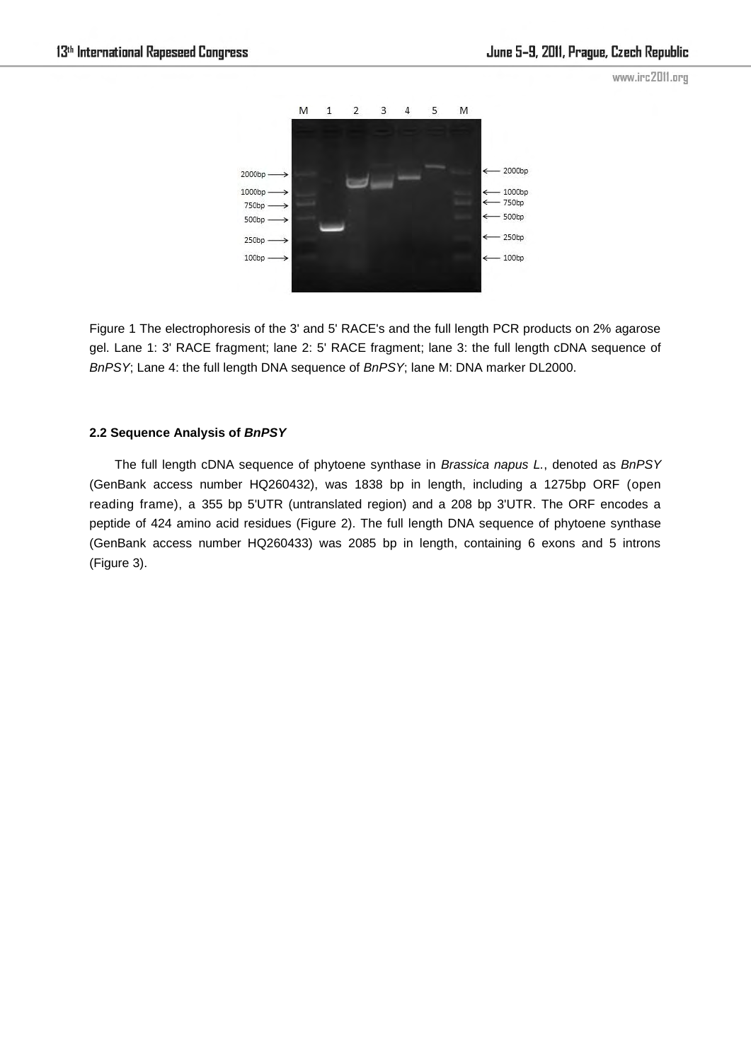Figure 1 The electrophoresis of the 3' and 5' RACE's and the full length PCR products on 2% agarose gel. Lane 1: 3' RACE fragment; lane 2: 5' RACE fragment; lane 3: the full length cDNA sequence of *BnPSY*; Lane 4: the full length DNA sequence of *BnPSY*; lane M: DNA marker DL2000.

### 2.2 Sequence Analysis of *BnPSY*

The full length cDNA sequence of phytoene synthase in *Brassica napus L.*, denoted as *BnPSY* (GenBank access number HQ260432), was 1838 bp in length, including a 1275bp ORF (open reading frame), a 355 bp 5'UTR (untranslated region) and a 208 bp 3'UTR. The ORF encodes a peptide of 424 amino acid residues (Figure 2). The full length DNA sequence of phytoene synthase (GenBank access number HQ260433) was 2085 bp in length, containing 6 exons and 5 introns (Figure 3).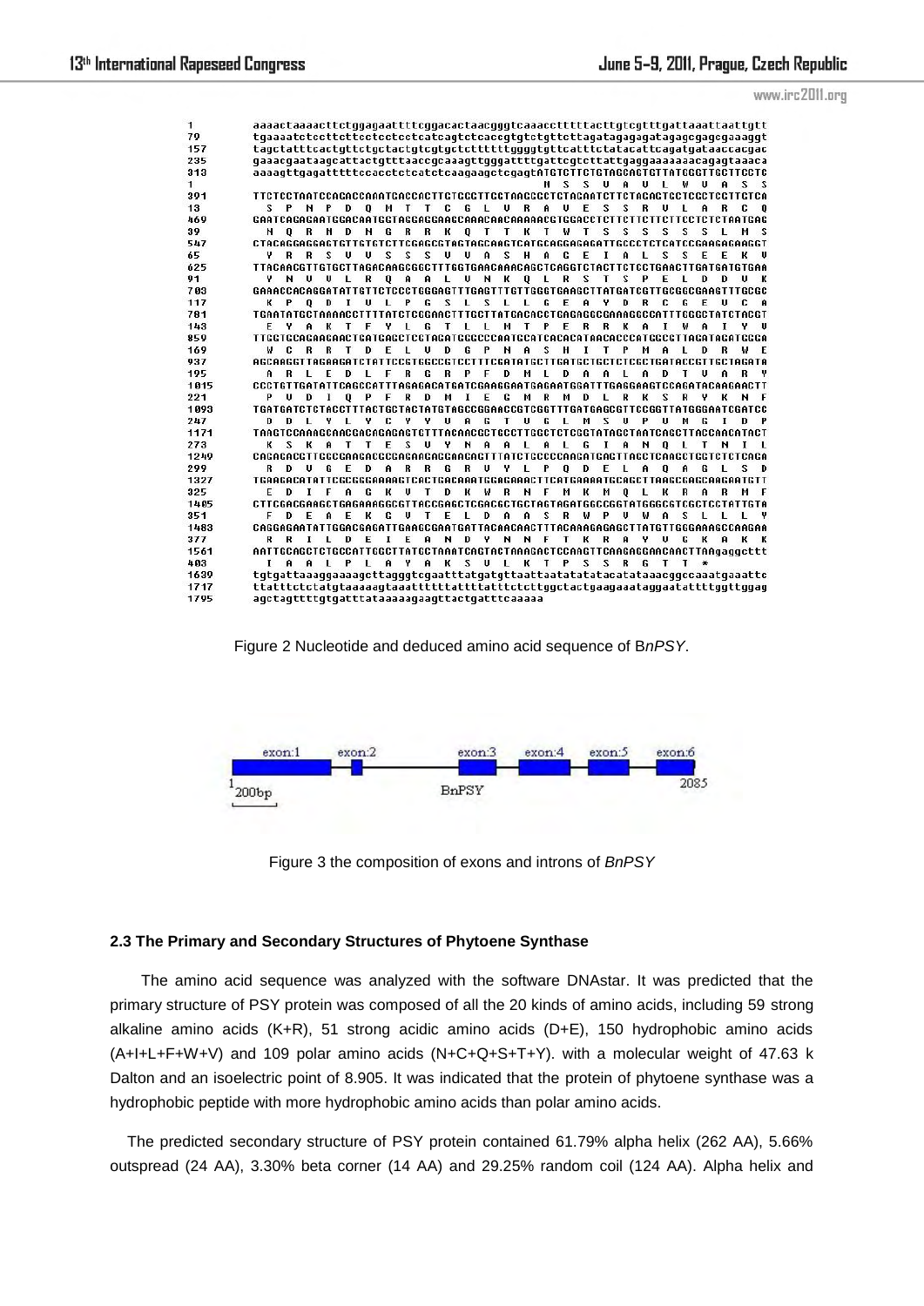```
1     aaaactaaaacttctggagaattttcggacactaacgggtcaaaccttttttacttgtcgtttgattaaattaattgtt
79    tgaaaatctccttcttcctcctcctcatcagtctcaccgtgtctgttcttagatagagagatagagcgagcgaaaggt
157   tagctatttcactgttctgctactgtcgtgctcttttttggggtgttcatttctatacattcagatgataaccacgac
235   gaaacgaatagcattactgtttaaccgcaaagttgggattttgattcgtcttattgaggaaaaaaacagagtaaaca
313   aaaagttgagatttttccacctctcatctcaagaagctcgagtATGTCTTCTGTAGCAGTGTTATGGGTTGCTTCCTC
1                                                  M  S  S  V  A  V  L  W  V  A  S  S
391   TTCTCCTAATCCAGACCAAATGACCACTTGCGGTTTGGTAAGGGCTGTAGAATCTTCTAGAGTGCTCGCTCGTTGTCA
13     S  P  N  P  D  Q  M  T  T  C  G  L  V  R  A  V  E  S  S  R  V  L  A  R  C  Q
469   GAATCAGAGAATGGACAATGGTAGGAGGAAGCAAACAACAAAAACGTGGACCTCTTCTTCTTCTTCTCTCTAATGAG
39     N  Q  R  N  D  N  G  R  R  K  Q  T  T  K  T  W  T  S  S  S  S  S  S  L  M  S
547   CTACAGGAGGAGTGTTGTGTCTTCGAGCGTAGTAGCAAGTCATGCAGGAGAGATTGCCCTCTCATCCGAAGAGAAGGT
65     V  R  R  S  V  V  S  S  S  V  V  A  S  H  A  G  E  I  A  L  S  S  E  E  K  V
625   TTACAACGTTGTGCTTAGACAAGCGGCTTTGGTGAACAAACAGCTCAGGTCTACTTCTCCTGAACTTGATGATGTGAA
91     Y  N  V  V  L  R  Q  A  A  L  V  N  K  Q  L  R  S  T  S  P  E  L  D  D  V  K
703   GAAACCACAGGATATTGTTCTCCCTGGGAGTTTGAGTTTGTTGGGTGAAGCTTATGATCGTTGCGGCGAAGTTTGCGC
117    K  P  Q  D  I  V  L  P  G  S  L  S  L  L  G  E  A  Y  D  R  C  G  E  V  C  A
781   TGAATATGCTAAAACCTTTTATCTCGGAACTTTGCTTATGACACCTGAGAGGCGAAAGGCCATTTGGGCTATCTACGT
143    E  Y  A  K  T  F  Y  L  G  T  L  L  M  T  P  E  R  R  K  A  I  W  A  I  Y  V
859   TTGGTGCAGAAGAACTGATGAGCTCGTAGATGGCCCCAATGCATCACACATAACACCCATGGCGTTAGATAGATGGGA
169    W  C  R  R  T  D  E  L  V  D  G  P  N  A  S  H  I  T  P  M  A  L  D  R  W  E
937   AGCAAGGTTAGAAGATCTATTCCGTGGCCGTCCTTTCGATATGCTTGATGCTGCTCTCGCTGATACCGTTGCTAGATA
195    A  R  L  E  D  L  F  R  G  R  P  F  D  M  L  D  A  A  L  A  D  T  V  A  R  Y
1015  CCCTGTTGATATTCAGCCATTTAGAGACATGATCGAAGGAATGAGAATGGATTTGAGGAAGTCCAGATACAAGAACTT
221    P  V  D  I  Q  P  F  R  D  M  I  E  G  M  R  M  D  L  R  K  S  R  Y  K  N  F
1093  TGATGATCTCTACCTTTACTGCTACTATGTAGCCGGAACCGTCGGTTTGATGAGCGTTCCGGTTATGGGAATCGATCC
247    D  D  L  Y  L  Y  C  Y  Y  V  A  G  T  V  G  L  M  S  V  P  V  M  G  I  D  P
1171  TAAGTCCAAAGCAACGACAGAGAGTGTTTACAACGCTGCCTTGGCTCTCGGTATAGCTAATCAGCTTACCAACATACT
273    K  S  K  A  T  T  E  S  V  Y  N  A  A  L  A  L  G  I  A  N  Q  L  T  N  I  L
1249  CAGAGACGTTGGCGAAGACGCGAGAAGAGGAAGAGTTTATCTGCCGCAAGATGAGTTAGCTCAGGCTGGTCTCTCAGA
299    R  D  V  G  E  D  A  R  R  G  R  V  Y  L  P  Q  D  E  L  A  Q  A  G  L  S  D
1327  TGAAGACATATTCGCGGGAAAAGTCACTGACAAATGGAGAAACTTCATGAAAATGCAGCTTAAGCGAGCAAGAATGTT
325    E  D  I  F  A  G  K  V  T  D  K  W  R  N  F  M  K  M  Q  L  K  R  A  R  M  F
1405  CTTCGACGAAGCTGAGAAAGGCGTTACCGAGCTCGACGCTGCTAGTAGATGGCCGGTATGGGCGTCGCTCCTATTGTA
351    F  D  E  A  E  K  G  V  T  E  L  D  A  A  S  R  W  P  V  W  A  S  L  L  L  Y
1483  CAGGAGAATATTGGACGAGATTGAAGCGAATGATTACAACAACTTTACAAAGAGAGCTTATGTTGGGAAAGCCAAGAA
377    R  R  I  L  D  E  I  E  A  N  D  Y  N  N  F  T  K  R  A  Y  V  G  K  A  K  K
1561  AATTGCAGCTCTGCCATTGGCTTATGCTAAATCAGTACTAAAGACTCCAAGTTCAAGAGGAACAACTTAAgaggcttt
403    I  A  A  L  P  L  A  Y  A  K  S  V  L  K  T  P  S  S  R  G  T  T  *
1639  tgtgattaaaggaaaagcttagggtcgaatttatgatgttaattaatatatatacatataaacggccaaatgaaattc
1717  ttatttctctatgtaaaaagtaaattttttatttatttctcttggctactgaagaaataggaatattttggttggag
1795  agctagttttgtgattataaaaagaagttactgatttcaaaaa
```

Figure 2 Nucleotide and deduced amino acid sequence of B*nPSY*.

Figure 3 the composition of exons and introns of *BnPSY*

### 2.3 The Primary and Secondary Structures of Phytoene Synthase

The amino acid sequence was analyzed with the software DNAstar. It was predicted that the primary structure of PSY protein was composed of all the 20 kinds of amino acids, including 59 strong alkaline amino acids (K+R), 51 strong acidic amino acids (D+E), 150 hydrophobic amino acids (A+I+L+F+W+V) and 109 polar amino acids (N+C+Q+S+T+Y). with a molecular weight of 47.63 k Dalton and an isoelectric point of 8.905. It was indicated that the protein of phytoene synthase was a hydrophobic peptide with more hydrophobic amino acids than polar amino acids.

The predicted secondary structure of PSY protein contained 61.79% alpha helix (262 AA), 5.66% outspread (24 AA), 3.30% beta corner (14 AA) and 29.25% random coil (124 AA). Alpha helix and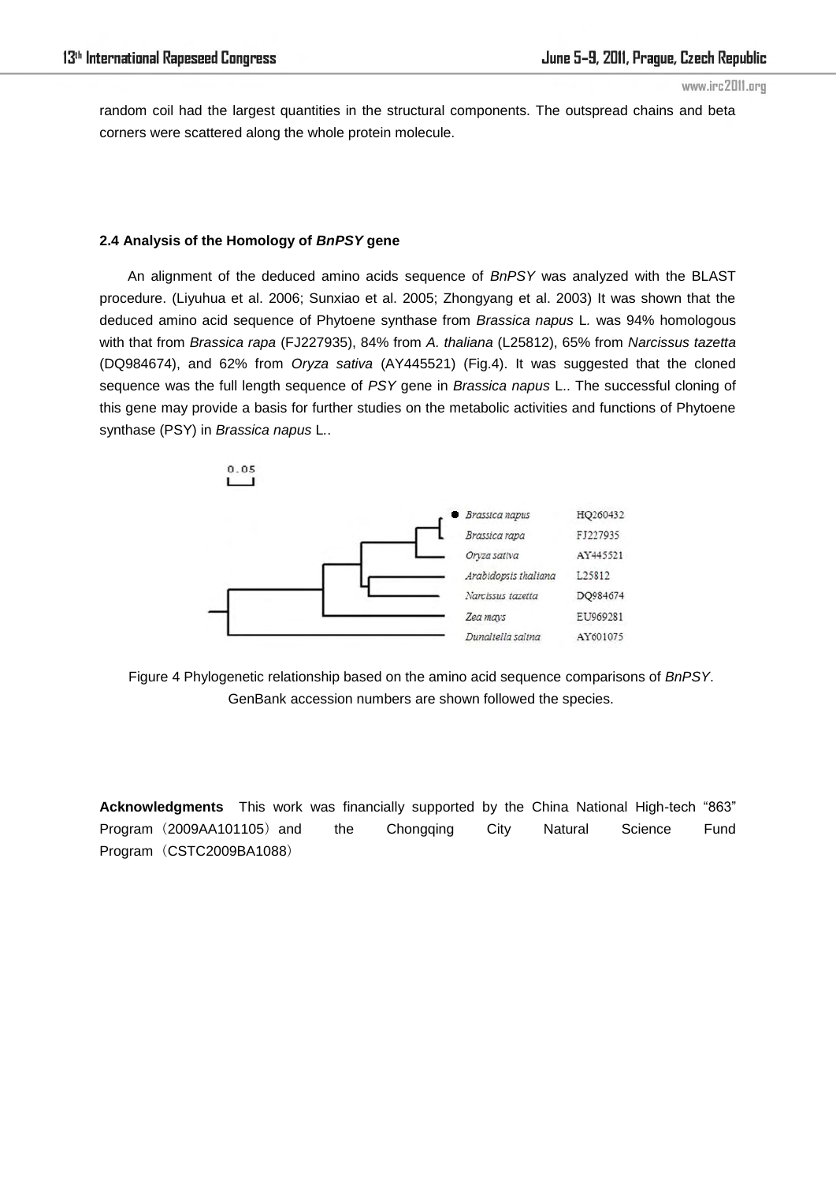random coil had the largest quantities in the structural components. The outspread chains and beta corners were scattered along the whole protein molecule.

### 2.4 Analysis of the Homology of *BnPSY* gene

An alignment of the deduced amino acids sequence of *BnPSY* was analyzed with the BLAST procedure. (Liyuhua et al. 2006; Sunxiao et al. 2005; Zhongyang et al. 2003) It was shown that the deduced amino acid sequence of Phytoene synthase from *Brassica napus* L. was 94% homologous with that from *Brassica rapa* (FJ227935), 84% from *A. thaliana* (L25812), 65% from *Narcissus tazetta* (DQ984674), and 62% from *Oryza sativa* (AY445521) (Fig.4). It was suggested that the cloned sequence was the full length sequence of *PSY* gene in *Brassica napus* L.. The successful cloning of this gene may provide a basis for further studies on the metabolic activities and functions of Phytoene synthase (PSY) in *Brassica napus* L..

0.05

Brassica napus HQ260432
Brassica rapa FJ227935
Oryza sativa AY445521
Arabidopsis thaliana L25812
Narcissus tazetta DQ984674
Zea mays EU969281
Dunaliella salina AY601075

Figure 4 Phylogenetic relationship based on the amino acid sequence comparisons of *BnPSY*. GenBank accession numbers are shown followed the species.

**Acknowledgments** This work was financially supported by the China National High-tech “863” Program（2009AA101105）and the Chongqing City Natural Science Fund Program（CSTC2009BA1088）